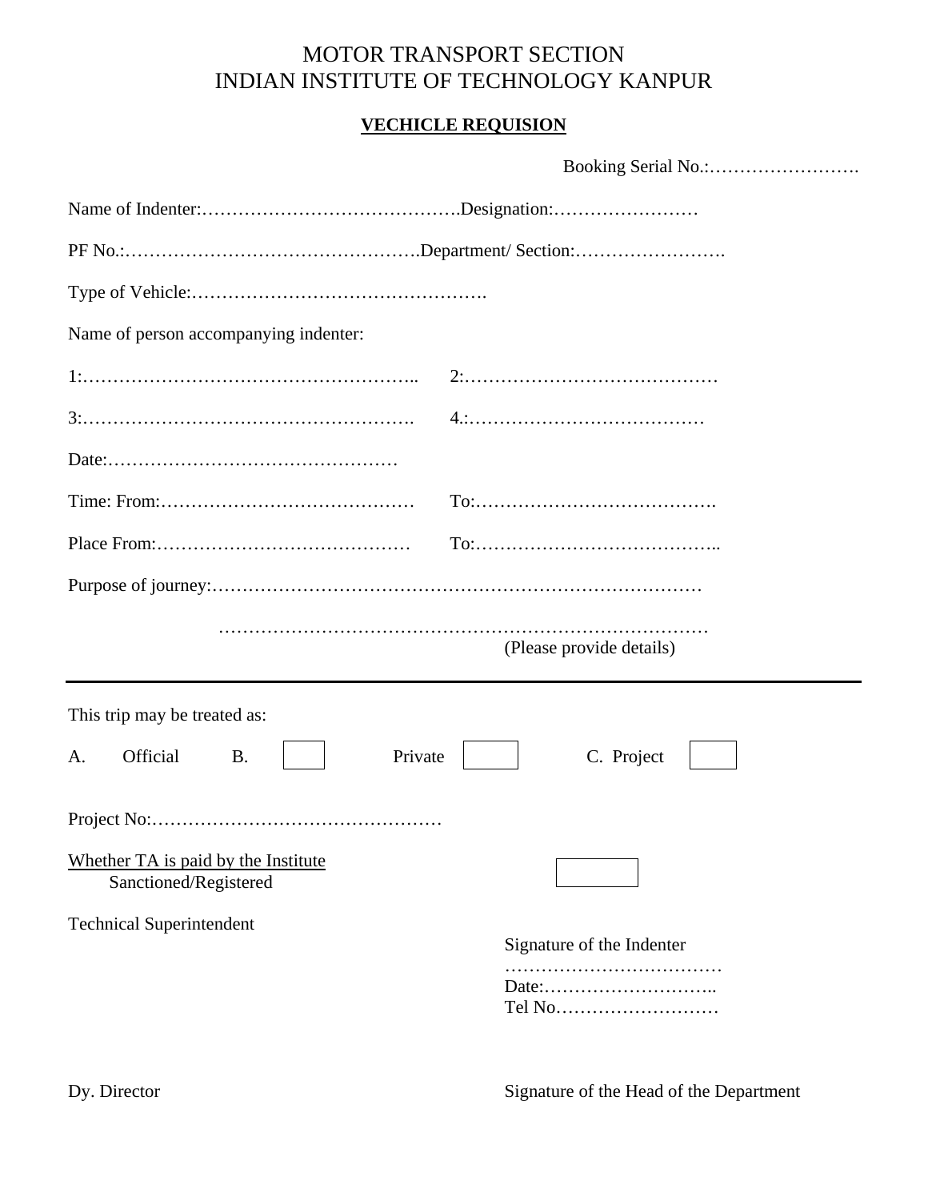# MOTOR TRANSPORT SECTION
# INDIAN INSTITUTE OF TECHNOLOGY KANPUR

**<u>VECHICLE REQUISION</u>**

Booking Serial No.:…………………….

Name of Indenter:…………………………………….Designation:……………………

PF No.:………………………………………….Department/ Section:…………………….

Type of Vehicle:………………………………………….

Name of person accompanying indenter:

1:……………………………………………..    2:……………………………………

3:……………………………………………….    4.:…………………………………

Date:…………………………………………

Time: From:……………………………………    To:………………………………….

Place From:……………………………………    To:…………………………………..

Purpose of journey:………………………………………………………………………

………………………………………………………………………
(Please provide details)

---

This trip may be treated as:

A. Official  B. ☐  Private ☐  C. Project ☐

Project No:…………………………………………

<u>Whether TA is paid by the Institute</u>
Sanctioned/Registered ☐

Technical Superintendent

Signature of the Indenter
………………………………
Date:………………………..
Tel No………………………

Dy. Director

Signature of the Head of the Department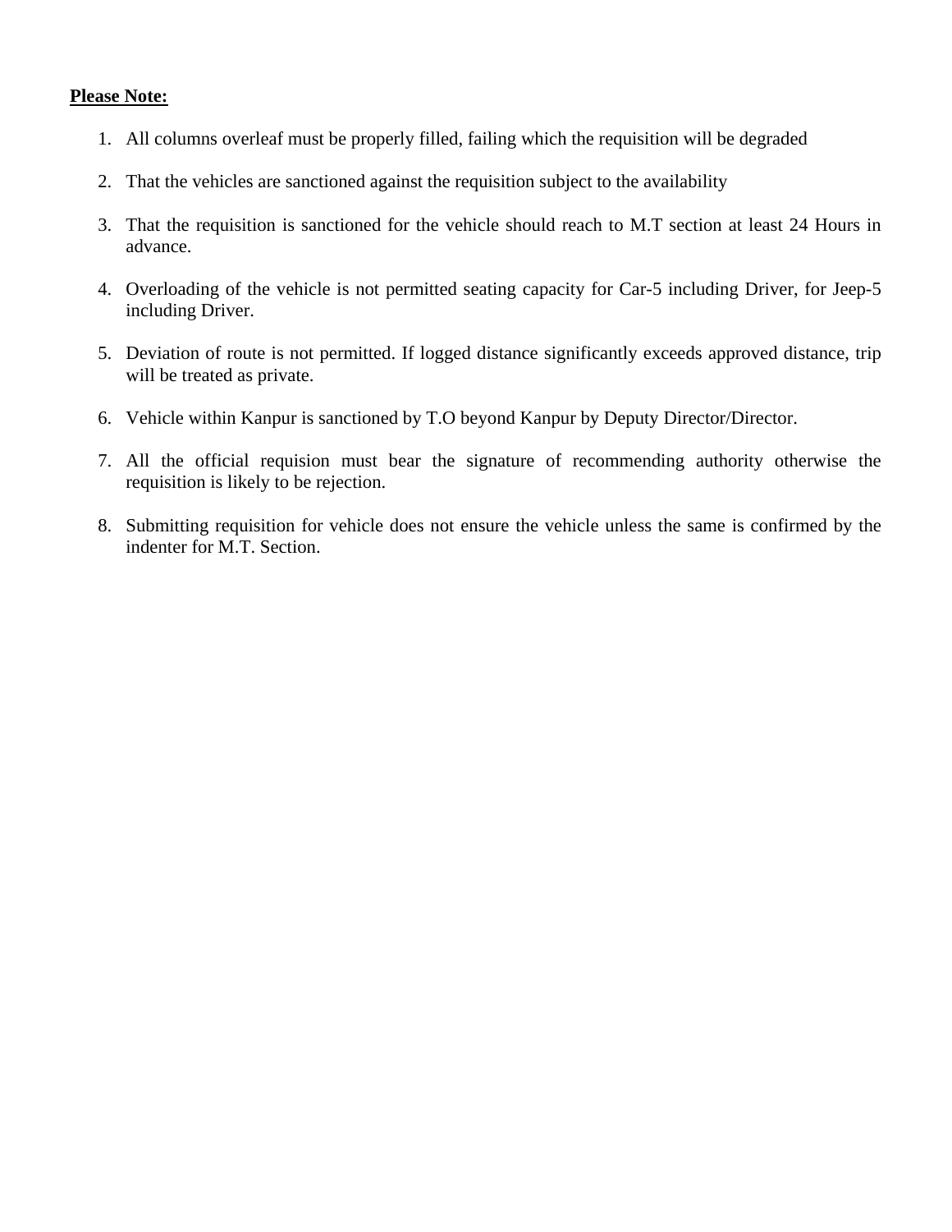**Please Note:**

1. All columns overleaf must be properly filled, failing which the requisition will be degraded
2. That the vehicles are sanctioned against the requisition subject to the availability
3. That the requisition is sanctioned for the vehicle should reach to M.T section at least 24 Hours in advance.
4. Overloading of the vehicle is not permitted seating capacity for Car-5 including Driver, for Jeep-5 including Driver.
5. Deviation of route is not permitted. If logged distance significantly exceeds approved distance, trip will be treated as private.
6. Vehicle within Kanpur is sanctioned by T.O beyond Kanpur by Deputy Director/Director.
7. All the official requision must bear the signature of recommending authority otherwise the requisition is likely to be rejection.
8. Submitting requisition for vehicle does not ensure the vehicle unless the same is confirmed by the indenter for M.T. Section.